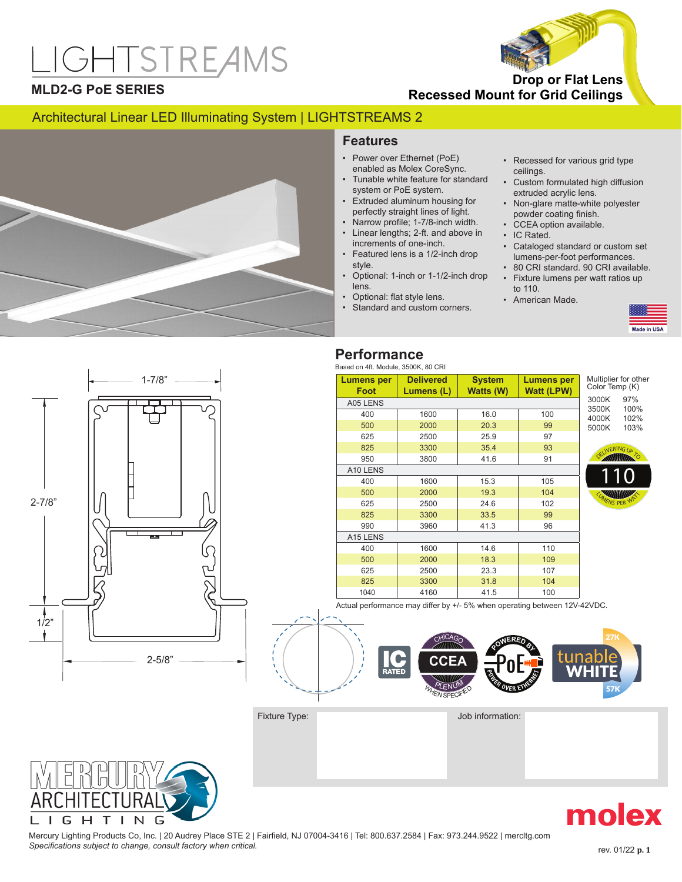# LIGHTSTREAMS

## MLD2-G PoE SERIES

**Drop or Flat Lens**
**Recessed Mount for Grid Ceilings**

Architectural Linear LED Illuminating System | LIGHTSTREAMS 2

## Features

- Power over Ethernet (PoE) enabled as Molex CoreSync.
- Tunable white feature for standard system or PoE system.
- Extruded aluminum housing for perfectly straight lines of light.
- Narrow profile; 1-7/8-inch width.
- Linear lengths; 2-ft. and above in increments of one-inch.
- Featured lens is a 1/2-inch drop style.
- Optional: 1-inch or 1-1/2-inch drop lens.
- Optional: flat style lens.
- Standard and custom corners.
- Recessed for various grid type ceilings.
- Custom formulated high diffusion extruded acrylic lens.
- Non-glare matte-white polyester powder coating finish.
- CCEA option available.
- IC Rated.
- Cataloged standard or custom set lumens-per-foot performances.
- 80 CRI standard. 90 CRI available.
- Fixture lumens per watt ratios up to 110.
- American Made.

Made in USA

1-7/8”
2-7/8”
1/2”
2-5/8”

## Performance

Based on 4ft. Module, 3500K, 80 CRI

| Lumens per Foot | Delivered Lumens (L) | System Watts (W) | Lumens per Watt (LPW) |
|---|---|---|---|
| A05 LENS | | | |
| 400 | 1600 | 16.0 | 100 |
| 500 | 2000 | 20.3 | 99 |
| 625 | 2500 | 25.9 | 97 |
| 825 | 3300 | 35.4 | 93 |
| 950 | 3800 | 41.6 | 91 |
| A10 LENS | | | |
| 400 | 1600 | 15.3 | 105 |
| 500 | 2000 | 19.3 | 104 |
| 625 | 2500 | 24.6 | 102 |
| 825 | 3300 | 33.5 | 99 |
| 990 | 3960 | 41.3 | 96 |
| A15 LENS | | | |
| 400 | 1600 | 14.6 | 110 |
| 500 | 2000 | 18.3 | 109 |
| 625 | 2500 | 23.3 | 107 |
| 825 | 3300 | 31.8 | 104 |
| 1040 | 4160 | 41.5 | 100 |

Multiplier for other Color Temp (K)

| | |
|---|---|
| 3000K | 97% |
| 3500K | 100% |
| 4000K | 102% |
| 5000K | 103% |

DELIVERING UP TO 110 LUMENS PER WATT

Actual performance may differ by +/- 5% when operating between 12V-42VDC.

IC RATED | CHICAGO CCEA PLENUM WHEN SPECIFIED | POWERED BY PoE POWER OVER ETHERNET | tunable WHITE 27K 57K

Fixture Type:

Job information:

MERCURY ARCHITECTURAL LIGHTING

molex

Mercury Lighting Products Co, Inc. | 20 Audrey Place STE 2 | Fairfield, NJ 07004-3416 | Tel: 800.637.2584 | Fax: 973.244.9522 | mercltg.com
*Specifications subject to change, consult factory when critical.*

rev. 01/22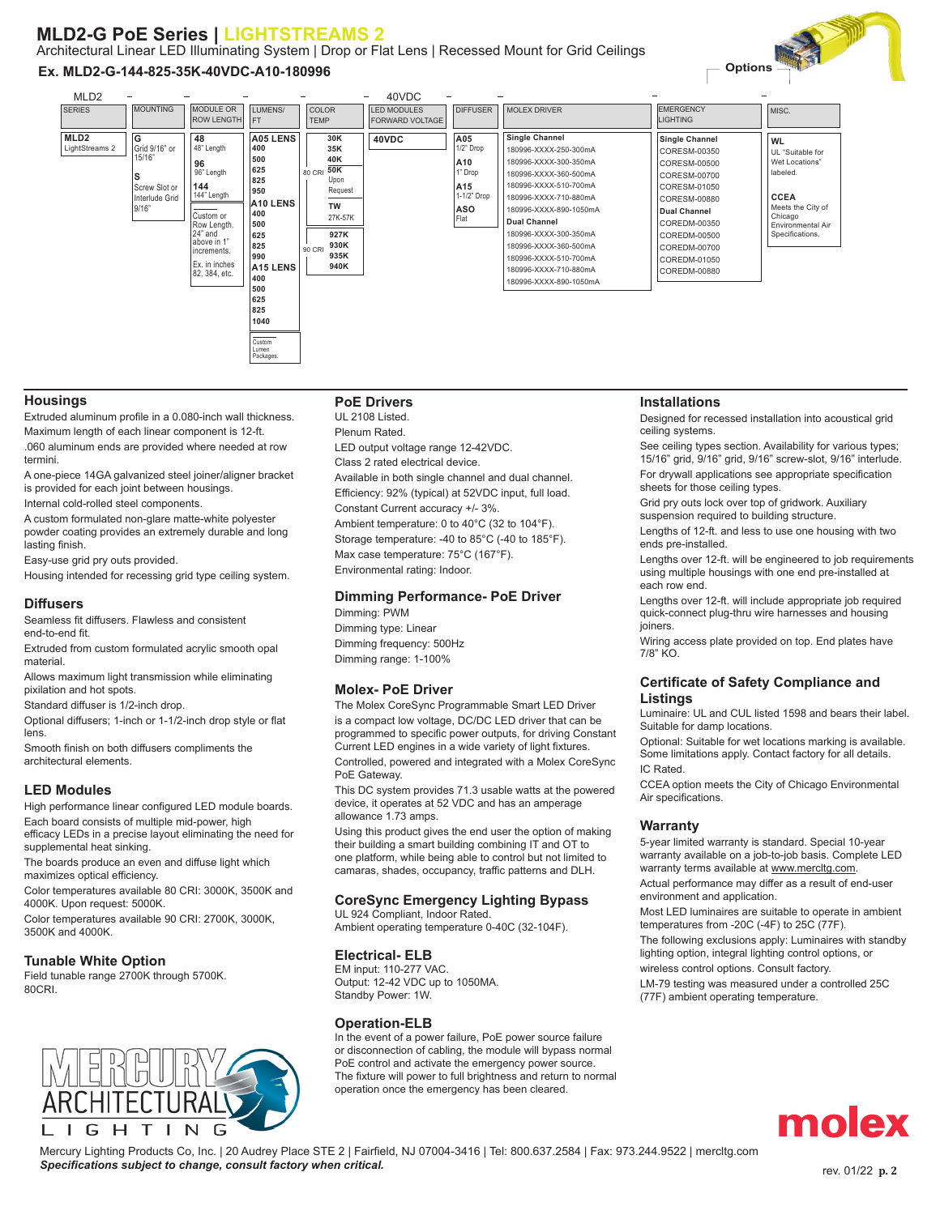# MLD2-G PoE Series | LIGHTSTREAMS 2

Architectural Linear LED Illuminating System | Drop or Flat Lens | Recessed Mount for Grid Ceilings

**Ex. MLD2-G-144-825-35K-40VDC-A10-180996**

Options

| MLD2 | – | – | – | – | 40VDC | – | – | – | – |
|---|---|---|---|---|---|---|---|---|---|
| SERIES | MOUNTING | MODULE OR ROW LENGTH | LUMENS/ FT | COLOR TEMP | LED MODULES FORWARD VOLTAGE | DIFFUSER | MOLEX DRIVER | EMERGENCY LIGHTING | MISC. |
| **MLD2** LightStreams 2 | **G** Grid 9/16" or 15/16"<br>**S** Screw Slot or Interlude Grid 9/16" | **48** 48" Length<br>**96** 96" Length<br>**144** 144" Length<br>Custom or Row Length. 24" and above in 1" increments.<br>Ex. in inches 82, 384, etc. | **A05 LENS** 400, 500, 625, 825, 950<br>**A10 LENS** 400, 500, 625, 825, 990<br>**A15 LENS** 400, 500, 625, 825, 1040<br>Custom Lumen Packages. | 80 CRI: **30K**, **35K**, **40K**, **50K** Upon Request<br>**TW** 27K-57K<br>90 CRI: **927K**, **930K**, **935K**, **940K** | **40VDC** | **A05** 1/2" Drop<br>**A10** 1" Drop<br>**A15** 1-1/2" Drop<br>**ASO** Flat | **Single Channel**<br>180996-XXXX-250-300mA<br>180996-XXXX-300-350mA<br>180996-XXXX-360-500mA<br>180996-XXXX-510-700mA<br>180996-XXXX-710-880mA<br>180996-XXXX-890-1050mA<br>**Dual Channel**<br>180996-XXXX-300-350mA<br>180996-XXXX-360-500mA<br>180996-XXXX-510-700mA<br>180996-XXXX-710-880mA<br>180996-XXXX-890-1050mA | **Single Channel**<br>CORESM-00350<br>CORESM-00500<br>CORESM-00700<br>CORESM-01050<br>CORESM-00880<br>**Dual Channel**<br>COREDM-00350<br>COREDM-00500<br>COREDM-00700<br>COREDM-01050<br>COREDM-00880 | **WL** UL "Suitable for Wet Locations" labeled.<br>**CCEA** Meets the City of Chicago Environmental Air Specifications. |

## Housings

Extruded aluminum profile in a 0.080-inch wall thickness. Maximum length of each linear component is 12-ft.

.060 aluminum ends are provided where needed at row termini.

A one-piece 14GA galvanized steel joiner/aligner bracket is provided for each joint between housings.

Internal cold-rolled steel components.

A custom formulated non-glare matte-white polyester powder coating provides an extremely durable and long lasting finish.

Easy-use grid pry outs provided.

Housing intended for recessing grid type ceiling system.

## Diffusers

Seamless fit diffusers. Flawless and consistent end-to-end fit.

Extruded from custom formulated acrylic smooth opal material.

Allows maximum light transmission while eliminating pixilation and hot spots.

Standard diffuser is 1/2-inch drop.

Optional diffusers; 1-inch or 1-1/2-inch drop style or flat lens.

Smooth finish on both diffusers compliments the architectural elements.

## LED Modules

High performance linear configured LED module boards.

Each board consists of multiple mid-power, high efficacy LEDs in a precise layout eliminating the need for supplemental heat sinking.

The boards produce an even and diffuse light which maximizes optical efficiency.

Color temperatures available 80 CRI: 3000K, 3500K and 4000K. Upon request: 5000K.

Color temperatures available 90 CRI: 2700K, 3000K, 3500K and 4000K.

## Tunable White Option

Field tunable range 2700K through 5700K.
80CRI.

## PoE Drivers

UL 2108 Listed.

Plenum Rated.

LED output voltage range 12-42VDC.

Class 2 rated electrical device.

Available in both single channel and dual channel.

Efficiency: 92% (typical) at 52VDC input, full load.

Constant Current accuracy +/- 3%.

Ambient temperature: 0 to 40°C (32 to 104°F).

Storage temperature: -40 to 85°C (-40 to 185°F).

Max case temperature: 75°C (167°F).

Environmental rating: Indoor.

## Dimming Performance- PoE Driver

Dimming: PWM

Dimming type: Linear

Dimming frequency: 500Hz

Dimming range: 1-100%

## Molex- PoE Driver

The Molex CoreSync Programmable Smart LED Driver is a compact low voltage, DC/DC LED driver that can be programmed to specific power outputs, for driving Constant Current LED engines in a wide variety of light fixtures.

Controlled, powered and integrated with a Molex CoreSync PoE Gateway.

This DC system provides 71.3 usable watts at the powered device, it operates at 52 VDC and has an amperage allowance 1.73 amps.

Using this product gives the end user the option of making their building a smart building combining IT and OT to one platform, while being able to control but not limited to camaras, shades, occupancy, traffic patterns and DLH.

## CoreSync Emergency Lighting Bypass

UL 924 Compliant, Indoor Rated.

Ambient operating temperature 0-40C (32-104F).

## Electrical- ELB

EM input: 110-277 VAC.

Output: 12-42 VDC up to 1050MA.

Standby Power: 1W.

## Operation-ELB

In the event of a power failure, PoE power source failure or disconnection of cabling, the module will bypass normal PoE control and activate the emergency power source. The fixture will power to full brightness and return to normal operation once the emergency has been cleared.

## Installations

Designed for recessed installation into acoustical grid ceiling systems.

See ceiling types section. Availability for various types; 15/16" grid, 9/16" grid, 9/16" screw-slot, 9/16" interlude.

For drywall applications see appropriate specification sheets for those ceiling types.

Grid pry outs lock over top of gridwork. Auxiliary suspension required to building structure.

Lengths of 12-ft. and less to use one housing with two ends pre-installed.

Lengths over 12-ft. will be engineered to job requirements using multiple housings with one end pre-installed at each row end.

Lengths over 12-ft. will include appropriate job required quick-connect plug-thru wire harnesses and housing joiners.

Wiring access plate provided on top. End plates have 7/8" KO.

## Certificate of Safety Compliance and Listings

Luminaire: UL and CUL listed 1598 and bears their label. Suitable for damp locations.

Optional: Suitable for wet locations marking is available. Some limitations apply. Contact factory for all details.

IC Rated.

CCEA option meets the City of Chicago Environmental Air specifications.

## Warranty

5-year limited warranty is standard. Special 10-year warranty available on a job-to-job basis. Complete LED warranty terms available at www.mercltg.com.

Actual performance may differ as a result of end-user environment and application.

Most LED luminaires are suitable to operate in ambient temperatures from -20C (-4F) to 25C (77F).

The following exclusions apply: Luminaires with standby lighting option, integral lighting control options, or wireless control options. Consult factory.

LM-79 testing was measured under a controlled 25C (77F) ambient operating temperature.

Mercury Lighting Products Co, Inc. | 20 Audrey Place STE 2 | Fairfield, NJ 07004-3416 | Tel: 800.637.2584 | Fax: 973.244.9522 | mercltg.com

*Specifications subject to change, consult factory when critical.*

rev. 01/22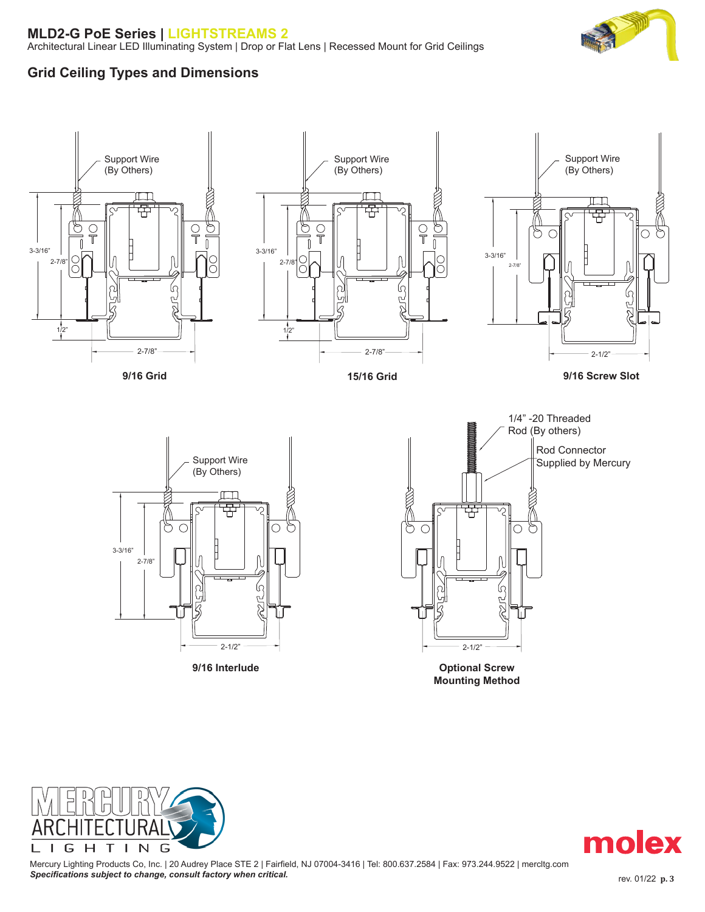# MLD2-G PoE Series | LIGHTSTREAMS 2

Architectural Linear LED Illuminating System | Drop or Flat Lens | Recessed Mount for Grid Ceilings

## Grid Ceiling Types and Dimensions

Support Wire (By Others)

3-3/16"

2-7/8"

1/2"

2-7/8"

**9/16 Grid**

Support Wire (By Others)

3-3/16"

2-7/8"

1/2"

2-7/8"

**15/16 Grid**

Support Wire (By Others)

3-3/16"

2-7/8"

2-1/2"

**9/16 Screw Slot**

Support Wire (By Others)

3-3/16"

2-7/8"

2-1/2"

**9/16 Interlude**

1/4" -20 Threaded Rod (By others)

Rod Connector Supplied by Mercury

2-1/2"

**Optional Screw Mounting Method**

Mercury Lighting Products Co, Inc. | 20 Audrey Place STE 2 | Fairfield, NJ 07004-3416 | Tel: 800.637.2584 | Fax: 973.244.9522 | mercltg.com

***Specifications subject to change, consult factory when critical.***

rev. 01/22